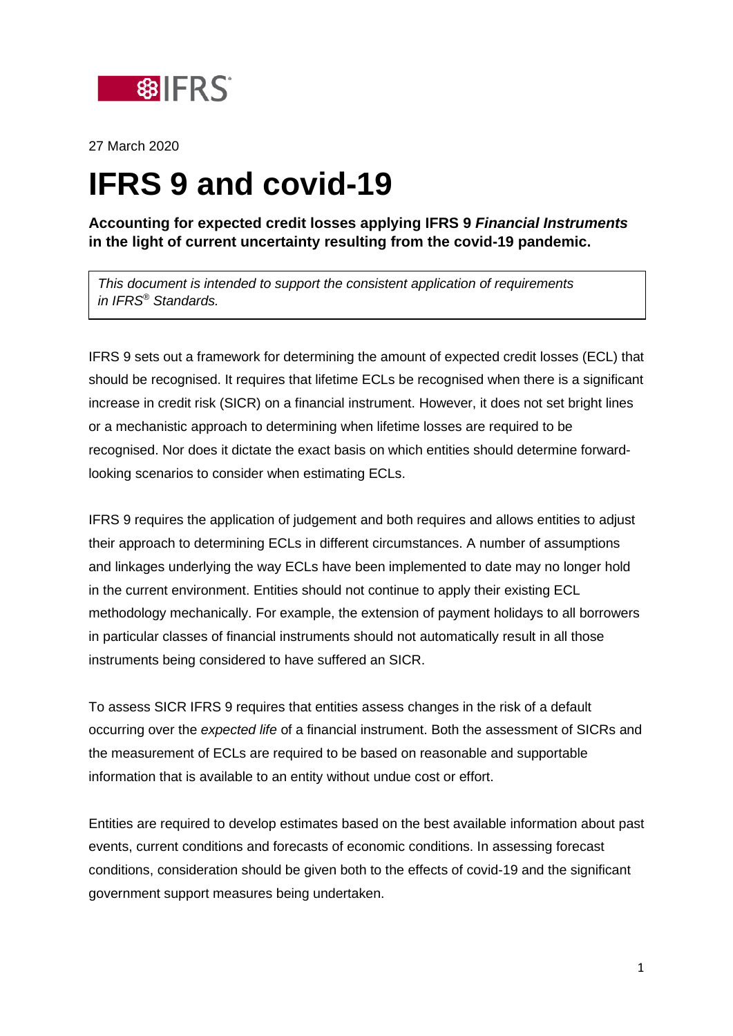27 March 2020

# IFRS 9 and covid-19

**Accounting for expected credit losses applying IFRS 9 *Financial Instruments* in the light of current uncertainty resulting from the covid-19 pandemic.**

*This document is intended to support the consistent application of requirements in IFRS® Standards.*

IFRS 9 sets out a framework for determining the amount of expected credit losses (ECL) that should be recognised. It requires that lifetime ECLs be recognised when there is a significant increase in credit risk (SICR) on a financial instrument. However, it does not set bright lines or a mechanistic approach to determining when lifetime losses are required to be recognised. Nor does it dictate the exact basis on which entities should determine forward-looking scenarios to consider when estimating ECLs.

IFRS 9 requires the application of judgement and both requires and allows entities to adjust their approach to determining ECLs in different circumstances. A number of assumptions and linkages underlying the way ECLs have been implemented to date may no longer hold in the current environment. Entities should not continue to apply their existing ECL methodology mechanically. For example, the extension of payment holidays to all borrowers in particular classes of financial instruments should not automatically result in all those instruments being considered to have suffered an SICR.

To assess SICR IFRS 9 requires that entities assess changes in the risk of a default occurring over the *expected life* of a financial instrument. Both the assessment of SICRs and the measurement of ECLs are required to be based on reasonable and supportable information that is available to an entity without undue cost or effort.

Entities are required to develop estimates based on the best available information about past events, current conditions and forecasts of economic conditions. In assessing forecast conditions, consideration should be given both to the effects of covid-19 and the significant government support measures being undertaken.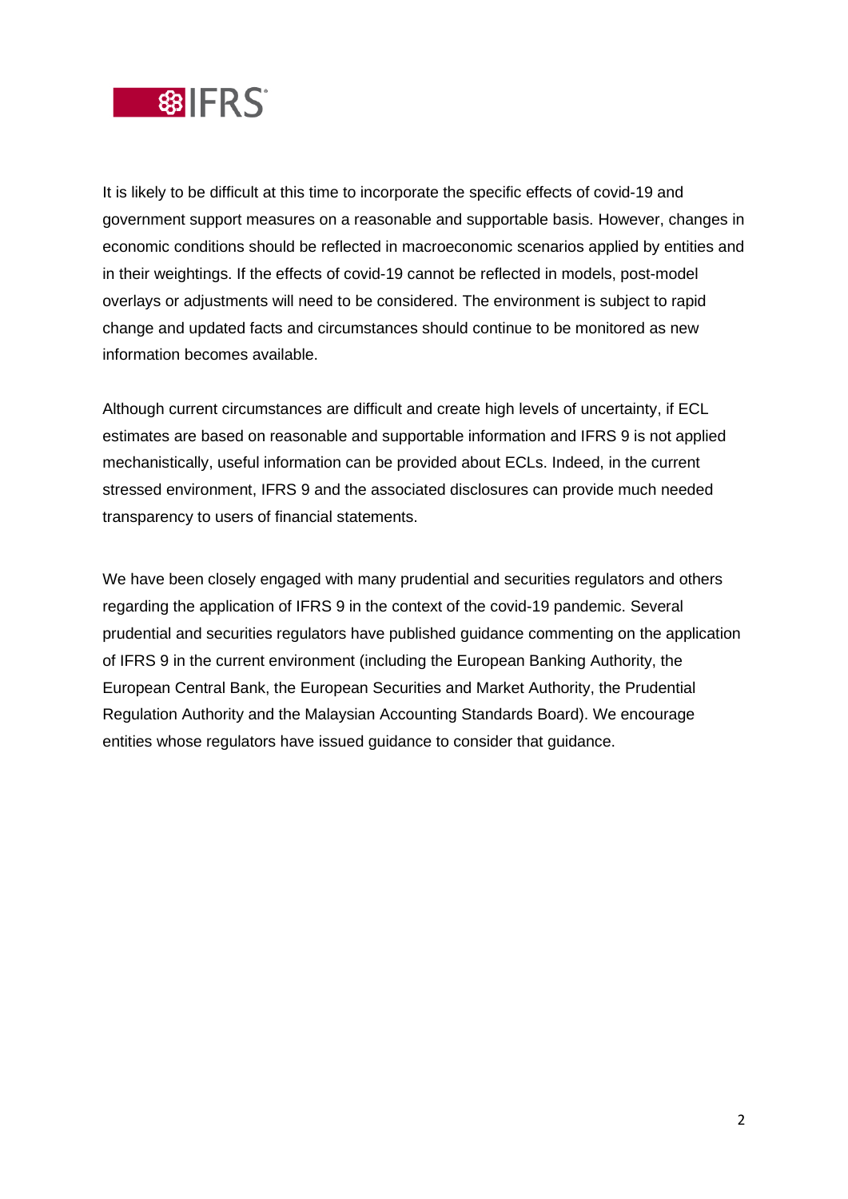It is likely to be difficult at this time to incorporate the specific effects of covid-19 and government support measures on a reasonable and supportable basis. However, changes in economic conditions should be reflected in macroeconomic scenarios applied by entities and in their weightings. If the effects of covid-19 cannot be reflected in models, post-model overlays or adjustments will need to be considered. The environment is subject to rapid change and updated facts and circumstances should continue to be monitored as new information becomes available.

Although current circumstances are difficult and create high levels of uncertainty, if ECL estimates are based on reasonable and supportable information and IFRS 9 is not applied mechanistically, useful information can be provided about ECLs. Indeed, in the current stressed environment, IFRS 9 and the associated disclosures can provide much needed transparency to users of financial statements.

We have been closely engaged with many prudential and securities regulators and others regarding the application of IFRS 9 in the context of the covid-19 pandemic. Several prudential and securities regulators have published guidance commenting on the application of IFRS 9 in the current environment (including the European Banking Authority, the European Central Bank, the European Securities and Market Authority, the Prudential Regulation Authority and the Malaysian Accounting Standards Board). We encourage entities whose regulators have issued guidance to consider that guidance.